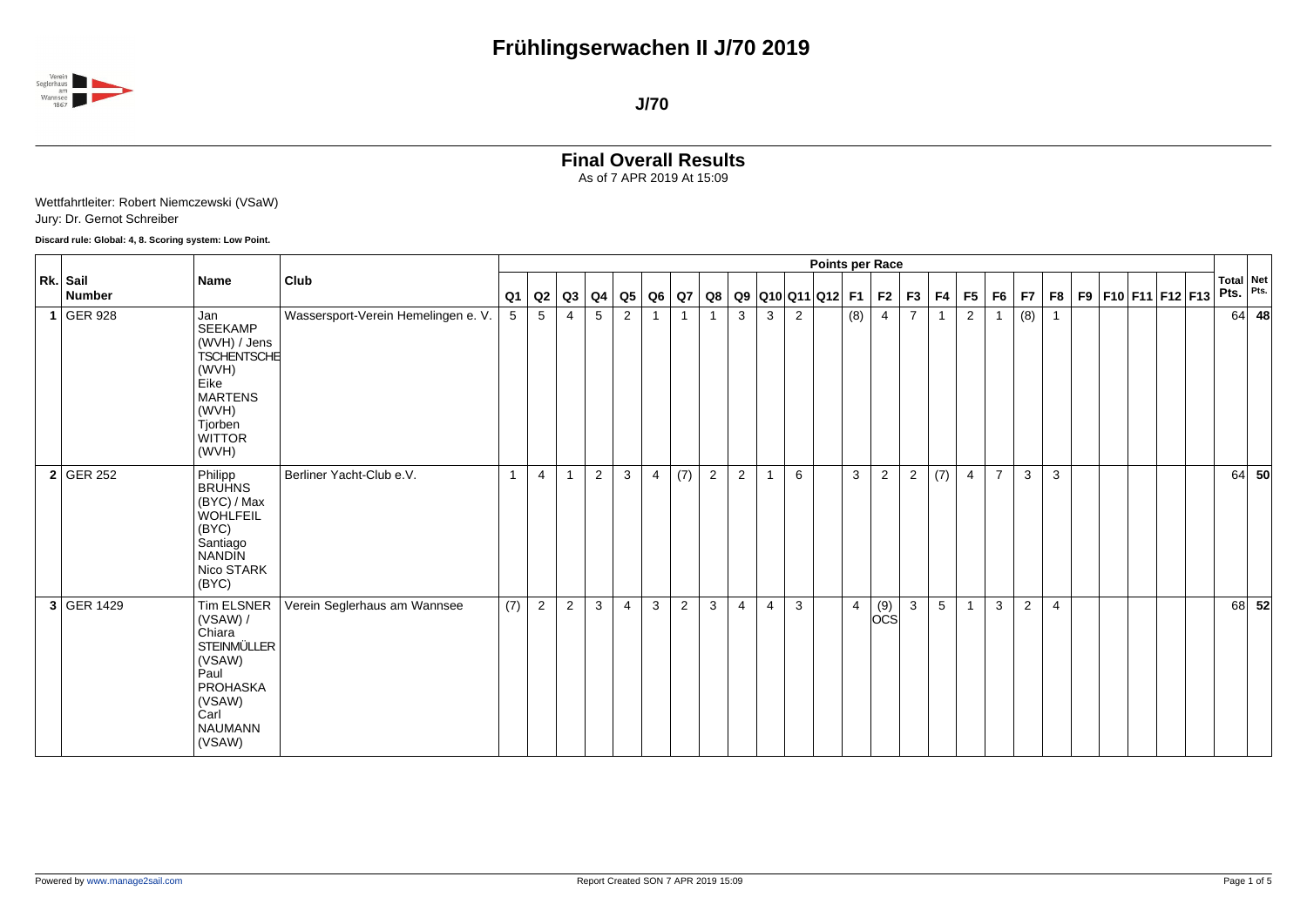# Frühlingserwachen II J/70 2019

**J/70**

## Final Overall Results

As of 7 APR 2019 At 15:09

Wettfahrtleiter: Robert Niemczewski (VSaW)
Jury: Dr. Gernot Schreiber

**Discard rule: Global: 4, 8. Scoring system: Low Point.**

| Rk. | Sail Number | Name | Club | Q1 | Q2 | Q3 | Q4 | Q5 | Q6 | Q7 | Q8 | Q9 | Q10 | Q11 | Q12 | F1 | F2 | F3 | F4 | F5 | F6 | F7 | F8 | F9 | F10 | F11 | F12 | F13 | Total Pts. | Net Pts. |
|---|---|---|---|---|---|---|---|---|---|---|---|---|---|---|---|---|---|---|---|---|---|---|---|---|---|---|---|---|---|---|
| 1 | GER 928 | Jan SEEKAMP (WVH) / Jens TSCHENTSCHE (WVH) Eike MARTENS (WVH) Tjorben WITTOR (WVH) | Wassersport-Verein Hemelingen e. V. | 5 | 5 | 4 | 5 | 2 | 1 | 1 | 1 | 3 | 3 | 2 | | (8) | 4 | 7 | 1 | 2 | 1 | (8) | 1 | | | | | | 64 | 48 |
| 2 | GER 252 | Philipp BRUHNS (BYC) / Max WOHLFEIL (BYC) Santiago NANDIN Nico STARK (BYC) | Berliner Yacht-Club e.V. | 1 | 4 | 1 | 2 | 3 | 4 | (7) | 2 | 2 | 1 | 6 | | 3 | 2 | 2 | (7) | 4 | 7 | 3 | 3 | | | | | | 64 | 50 |
| 3 | GER 1429 | Tim ELSNER (VSAW) / Chiara STEINMÜLLER (VSAW) Paul PROHASKA (VSAW) Carl NAUMANN (VSAW) | Verein Seglerhaus am Wannsee | (7) | 2 | 2 | 3 | 4 | 3 | 2 | 3 | 4 | 4 | 3 | | 4 | (9) OCS | 3 | 5 | 1 | 3 | 2 | 4 | | | | | | 68 | 52 |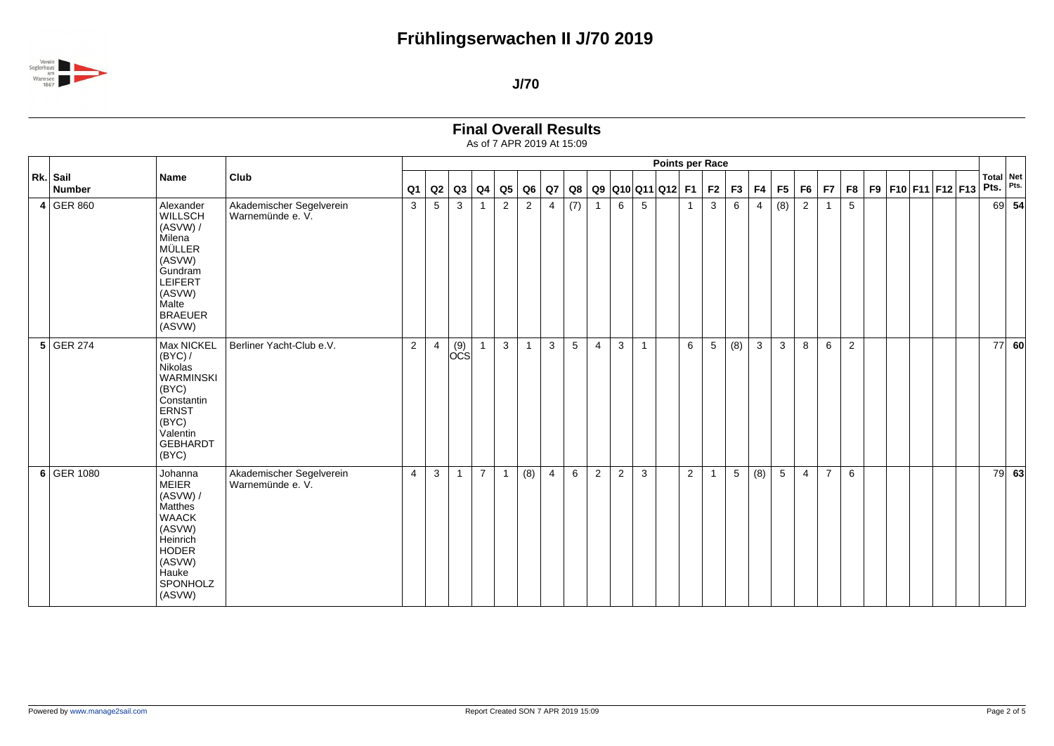# Frühlingserwachen II J/70 2019

**J/70**

## Final Overall Results

As of 7 APR 2019 At 15:09

| Rk. | Sail Number | Name | Club | Q1 | Q2 | Q3 | Q4 | Q5 | Q6 | Q7 | Q8 | Q9 | Q10 | Q11 | Q12 | F1 | F2 | F3 | F4 | F5 | F6 | F7 | F8 | F9 | F10 | F11 | F12 | F13 | Total Pts. | Net Pts. |
|---|---|---|---|---|---|---|---|---|---|---|---|---|---|---|---|---|---|---|---|---|---|---|---|---|---|---|---|---|---|---|
| 4 | GER 860 | Alexander WILLSCH (ASVW) / Milena MÜLLER (ASVW) Gundram LEIFERT (ASVW) Malte BRAEUER (ASVW) | Akademischer Segelverein Warnemünde e. V. | 3 | 5 | 3 | 1 | 2 | 2 | 4 | (7) | 1 | 6 | 5 | | 1 | 3 | 6 | 4 | (8) | 2 | 1 | 5 | | | | | | 69 | 54 |
| 5 | GER 274 | Max NICKEL (BYC) / Nikolas WARMINSKI (BYC) Constantin ERNST (BYC) Valentin GEBHARDT (BYC) | Berliner Yacht-Club e.V. | 2 | 4 | (9) OCS | 1 | 3 | 1 | 3 | 5 | 4 | 3 | 1 | | 6 | 5 | (8) | 3 | 3 | 8 | 6 | 2 | | | | | | 77 | 60 |
| 6 | GER 1080 | Johanna MEIER (ASVW) / Matthes WAACK (ASVW) Heinrich HODER (ASVW) Hauke SPONHOLZ (ASVW) | Akademischer Segelverein Warnemünde e. V. | 4 | 3 | 1 | 7 | 1 | (8) | 4 | 6 | 2 | 2 | 3 | | 2 | 1 | 5 | (8) | 5 | 4 | 7 | 6 | | | | | | 79 | 63 |

Powered by www.manage2sail.com

Report Created SON 7 APR 2019 15:09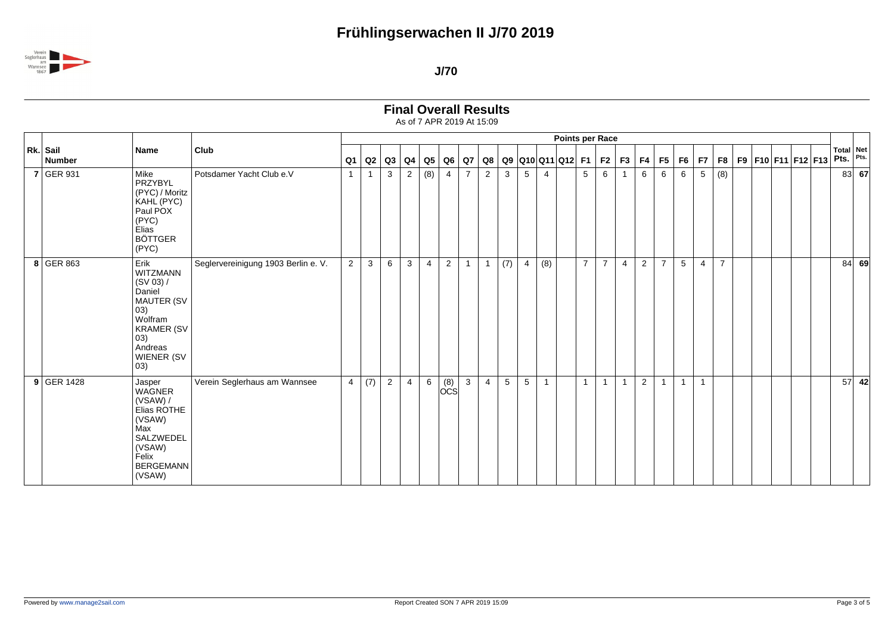# Frühlingserwachen II J/70 2019

**J/70**

## Final Overall Results

As of 7 APR 2019 At 15:09

| Rk. | Sail Number | Name | Club | Points per Race | | | | | | | | | | | | | | | | | | | | | | | | | | Total Pts. | Net Pts. |
|---|---|---|---|---|---|---|---|---|---|---|---|---|---|---|---|---|---|---|---|---|---|---|---|---|---|---|---|---|---|---|---|
| | | | | Q1 | Q2 | Q3 | Q4 | Q5 | Q6 | Q7 | Q8 | Q9 | Q10 | Q11 | Q12 | F1 | F2 | F3 | F4 | F5 | F6 | F7 | F8 | F9 | F10 | F11 | F12 | F13 | | | |
| 7 | GER 931 | Mike PRZYBYL (PYC) / Moritz KAHL (PYC) Paul POX (PYC) Elias BÖTTGER (PYC) | Potsdamer Yacht Club e.V | 1 | 1 | 3 | 2 | (8) | 4 | 7 | 2 | 3 | 5 | 4 | | 5 | 6 | 1 | 6 | 6 | 6 | 5 | (8) | | | | | | | 83 | 67 |
| 8 | GER 863 | Erik WITZMANN (SV 03) / Daniel MAUTER (SV 03) Wolfram KRAMER (SV 03) Andreas WIENER (SV 03) | Seglervereinigung 1903 Berlin e. V. | 2 | 3 | 6 | 3 | 4 | 2 | 1 | 1 | (7) | 4 | (8) | | 7 | 7 | 4 | 2 | 7 | 5 | 4 | 7 | | | | | | | 84 | 69 |
| 9 | GER 1428 | Jasper WAGNER (VSAW) / Elias ROTHE (VSAW) Max SALZWEDEL (VSAW) Felix BERGEMANN (VSAW) | Verein Seglerhaus am Wannsee | 4 | (7) | 2 | 4 | 6 | (8) OCS | 3 | 4 | 5 | 5 | 1 | | 1 | 1 | 1 | 2 | 1 | 1 | 1 | | | | | | | | 57 | 42 |

Powered by www.manage2sail.com

Report Created SON 7 APR 2019 15:09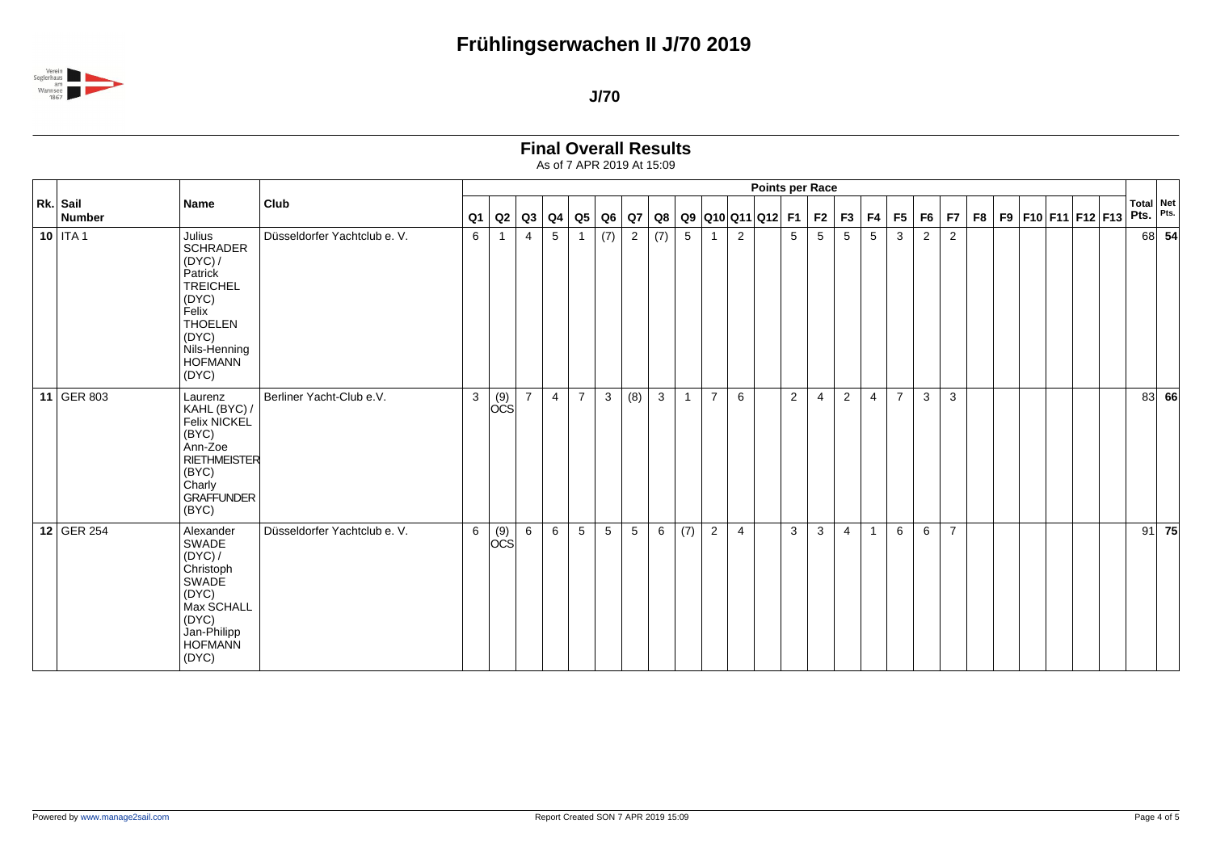# Frühlingserwachen II J/70 2019

**J/70**

## Final Overall Results

As of 7 APR 2019 At 15:09

| Rk. | Sail Number | Name | Club | Q1 | Q2 | Q3 | Q4 | Q5 | Q6 | Q7 | Q8 | Q9 | Q10 | Q11 | Q12 | F1 | F2 | F3 | F4 | F5 | F6 | F7 | F8 | F9 | F10 | F11 | F12 | F13 | Total Pts. | Net Pts. |
|---|---|---|---|---|---|---|---|---|---|---|---|---|---|---|---|---|---|---|---|---|---|---|---|---|---|---|---|---|---|---|
| | | | | Points per Race | | | | | | | | | | | | | | | | | | | | | | | | | | |
| 10 | ITA 1 | Julius SCHRADER (DYC) / Patrick TREICHEL (DYC) Felix THOELEN (DYC) Nils-Henning HOFMANN (DYC) | Düsseldorfer Yachtclub e. V. | 6 | 1 | 4 | 5 | 1 | (7) | 2 | (7) | 5 | 1 | 2 | | 5 | 5 | 5 | 5 | 3 | 2 | 2 | | | | | | | 68 | **54** |
| 11 | GER 803 | Laurenz KAHL (BYC) / Felix NICKEL (BYC) Ann-Zoe RIETHMEISTER (BYC) Charly GRAFFUNDER (BYC) | Berliner Yacht-Club e.V. | 3 | (9) OCS | 7 | 4 | 7 | 3 | (8) | 3 | 1 | 7 | 6 | | 2 | 4 | 2 | 4 | 7 | 3 | 3 | | | | | | | 83 | **66** |
| 12 | GER 254 | Alexander SWADE (DYC) / Christoph SWADE (DYC) Max SCHALL (DYC) Jan-Philipp HOFMANN (DYC) | Düsseldorfer Yachtclub e. V. | 6 | (9) OCS | 6 | 6 | 5 | 5 | 5 | 6 | (7) | 2 | 4 | | 3 | 3 | 4 | 1 | 6 | 6 | 7 | | | | | | | 91 | **75** |

Powered by www.manage2sail.com — Report Created SON 7 APR 2019 15:09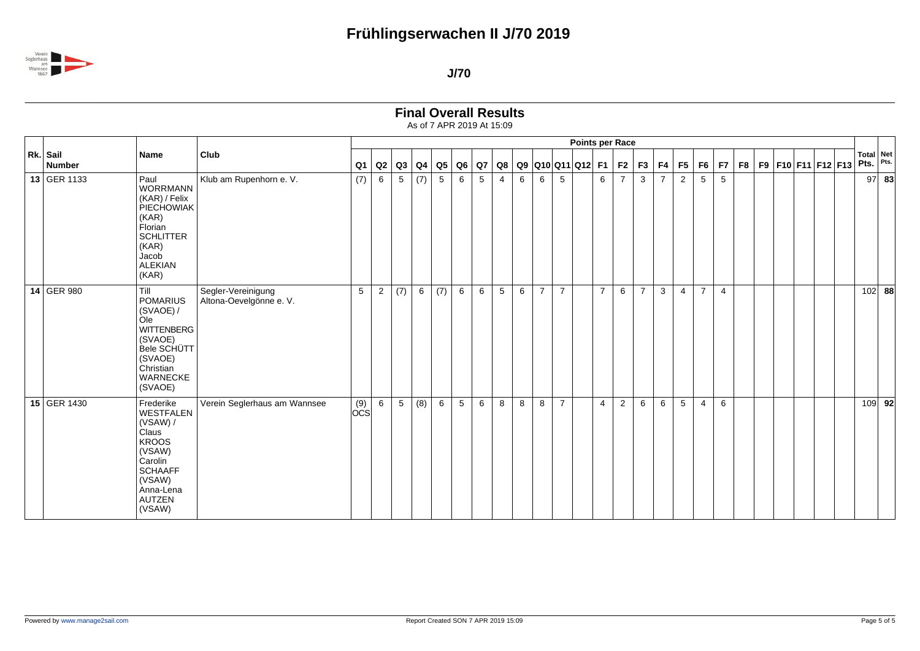# Frühlingserwachen II J/70 2019

**J/70**

## Final Overall Results

As of 7 APR 2019 At 15:09

| Rk. | Sail Number | Name | Club | Q1 | Q2 | Q3 | Q4 | Q5 | Q6 | Q7 | Q8 | Q9 | Q10 | Q11 | Q12 | F1 | F2 | F3 | F4 | F5 | F6 | F7 | F8 | F9 | F10 | F11 | F12 | F13 | Total Pts. | Net Pts. |
|---|---|---|---|---|---|---|---|---|---|---|---|---|---|---|---|---|---|---|---|---|---|---|---|---|---|---|---|---|---|---|
| 13 | GER 1133 | Paul WORRMANN (KAR) / Felix PIECHOWIAK (KAR) Florian SCHLITTER (KAR) Jacob ALEKIAN (KAR) | Klub am Rupenhorn e. V. | (7) | 6 | 5 | (7) | 5 | 6 | 5 | 4 | 6 | 6 | 5 | | 6 | 7 | 3 | 7 | 2 | 5 | 5 | | | | | | | 97 | **83** |
| 14 | GER 980 | Till POMARIUS (SVAOE) / Ole WITTENBERG (SVAOE) Bele SCHÜTT (SVAOE) Christian WARNECKE (SVAOE) | Segler-Vereinigung Altona-Oevelgönne e. V. | 5 | 2 | (7) | 6 | (7) | 6 | 6 | 5 | 6 | 7 | 7 | | 7 | 6 | 7 | 3 | 4 | 7 | 4 | | | | | | | 102 | **88** |
| 15 | GER 1430 | Frederike WESTFALEN (VSAW) / Claus KROOS (VSAW) Carolin SCHAAFF (VSAW) Anna-Lena AUTZEN (VSAW) | Verein Seglerhaus am Wannsee | (9) OCS | 6 | 5 | (8) | 6 | 5 | 6 | 8 | 8 | 8 | 7 | | 4 | 2 | 6 | 6 | 5 | 4 | 6 | | | | | | | 109 | **92** |